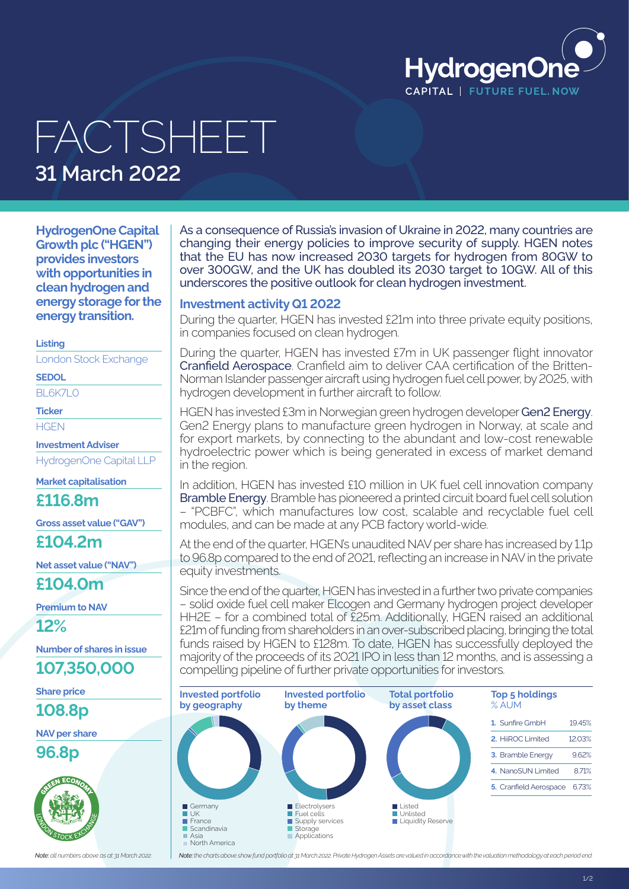HydrogenOne CAPITAL | FUTURE FUEL. NOW

# FACTSHEET

## 31 March 2022

**HydrogenOne Capital Growth plc ("HGEN") provides investors with opportunities in clean hydrogen and energy storage for the energy transition.**

**Listing**
London Stock Exchange

**SEDOL**
BL6K7L0

**Ticker**
HGEN

**Investment Adviser**
HydrogenOne Capital LLP

**Market capitalisation**
**£116.8m**

**Gross asset value ("GAV")**
**£104.2m**

**Net asset value ("NAV")**
**£104.0m**

**Premium to NAV**
**12%**

**Number of shares in issue**
**107,350,000**

**Share price**
**108.8p**

**NAV per share**
**96.8p**

GREEN ECONOMY LONDON STOCK EXCHANGE

*Note: all numbers above as at 31 March 2022.*

As a consequence of Russia's invasion of Ukraine in 2022, many countries are changing their energy policies to improve security of supply. HGEN notes that the EU has now increased 2030 targets for hydrogen from 80GW to over 300GW, and the UK has doubled its 2030 target to 10GW. All of this underscores the positive outlook for clean hydrogen investment.

### Investment activity Q1 2022

During the quarter, HGEN has invested £21m into three private equity positions, in companies focused on clean hydrogen.

During the quarter, HGEN has invested £7m in UK passenger flight innovator Cranfield Aerospace. Cranfield aim to deliver CAA certification of the Britten-Norman Islander passenger aircraft using hydrogen fuel cell power, by 2025, with hydrogen development in further aircraft to follow.

HGEN has invested £3m in Norwegian green hydrogen developer Gen2 Energy. Gen2 Energy plans to manufacture green hydrogen in Norway, at scale and for export markets, by connecting to the abundant and low-cost renewable hydroelectric power which is being generated in excess of market demand in the region.

In addition, HGEN has invested £10 million in UK fuel cell innovation company Bramble Energy. Bramble has pioneered a printed circuit board fuel cell solution – "PCBFC", which manufactures low cost, scalable and recyclable fuel cell modules, and can be made at any PCB factory world-wide.

At the end of the quarter, HGEN's unaudited NAV per share has increased by 1.1p to 96.8p compared to the end of 2021, reflecting an increase in NAV in the private equity investments.

Since the end of the quarter, HGEN has invested in a further two private companies – solid oxide fuel cell maker Elcogen and Germany hydrogen project developer HH2E – for a combined total of £25m. Additionally, HGEN raised an additional £21m of funding from shareholders in an over-subscribed placing, bringing the total funds raised by HGEN to £128m. To date, HGEN has successfully deployed the majority of the proceeds of its 2021 IPO in less than 12 months, and is assessing a compelling pipeline of further private opportunities for investors.

**Invested portfolio by geography**

Germany
UK
France
Scandinavia
Asia
North America

**Invested portfolio by theme**

Electrolysers
Fuel cells
Supply services
Storage
Applications

**Total portfolio by asset class**

Listed
Unlisted
Liquidity Reserve

**Top 5 holdings**
% AUM

| | |
|---|---|
| 1. Sunfire GmbH | 19.45% |
| 2. HiiROC Limited | 12.03% |
| 3. Bramble Energy | 9.62% |
| 4. NanoSUN Limited | 8.71% |
| 5. Cranfield Aerospace | 6.73% |

*Note: the charts above show fund portfolio at 31 March 2022. Private Hydrogen Assets are valued in accordance with the valuation methodology at each period end.*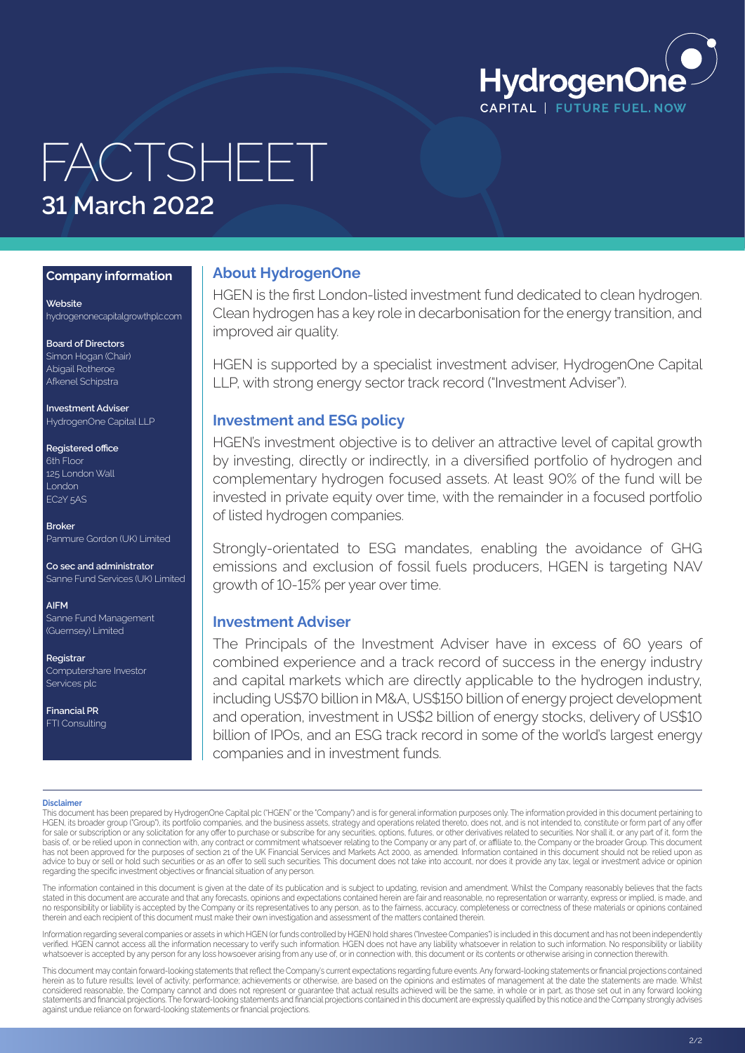HydrogenOne
CAPITAL | FUTURE FUEL. NOW

# FACTSHEET

## 31 March 2022

### Company information

**Website**
hydrogenonecapitalgrowthplc.com

**Board of Directors**
Simon Hogan (Chair)
Abigail Rotheroe
Afkenel Schipstra

**Investment Adviser**
HydrogenOne Capital LLP

**Registered office**
6th Floor
125 London Wall
London
EC2Y 5AS

**Broker**
Panmure Gordon (UK) Limited

**Co sec and administrator**
Sanne Fund Services (UK) Limited

**AIFM**
Sanne Fund Management (Guernsey) Limited

**Registrar**
Computershare Investor Services plc

**Financial PR**
FTI Consulting

### About HydrogenOne

HGEN is the first London-listed investment fund dedicated to clean hydrogen. Clean hydrogen has a key role in decarbonisation for the energy transition, and improved air quality.

HGEN is supported by a specialist investment adviser, HydrogenOne Capital LLP, with strong energy sector track record ("Investment Adviser").

### Investment and ESG policy

HGEN's investment objective is to deliver an attractive level of capital growth by investing, directly or indirectly, in a diversified portfolio of hydrogen and complementary hydrogen focused assets. At least 90% of the fund will be invested in private equity over time, with the remainder in a focused portfolio of listed hydrogen companies.

Strongly-orientated to ESG mandates, enabling the avoidance of GHG emissions and exclusion of fossil fuels producers, HGEN is targeting NAV growth of 10-15% per year over time.

### Investment Adviser

The Principals of the Investment Adviser have in excess of 60 years of combined experience and a track record of success in the energy industry and capital markets which are directly applicable to the hydrogen industry, including US$70 billion in M&A, US$150 billion of energy project development and operation, investment in US$2 billion of energy stocks, delivery of US$10 billion of IPOs, and an ESG track record in some of the world's largest energy companies and in investment funds.

**Disclaimer**

This document has been prepared by HydrogenOne Capital plc ("HGEN" or the "Company") and is for general information purposes only. The information provided in this document pertaining to HGEN, its broader group ("Group"), its portfolio companies, and the business assets, strategy and operations related thereto, does not, and is not intended to, constitute or form part of any offer for sale or subscription or any solicitation for any offer to purchase or subscribe for any securities, options, futures, or other derivatives related to securities. Nor shall it, or any part of it, form the basis of, or be relied upon in connection with, any contract or commitment whatsoever relating to the Company or any part of, or affiliate to, the Company or the broader Group. This document has not been approved for the purposes of section 21 of the UK Financial Services and Markets Act 2000, as amended. Information contained in this document should not be relied upon as advice to buy or sell or hold such securities or as an offer to sell such securities. This document does not take into account, nor does it provide any tax, legal or investment advice or opinion regarding the specific investment objectives or financial situation of any person.

The information contained in this document is given at the date of its publication and is subject to updating, revision and amendment. Whilst the Company reasonably believes that the facts stated in this document are accurate and that any forecasts, opinions and expectations contained herein are fair and reasonable, no representation or warranty, express or implied, is made, and no responsibility or liability is accepted by the Company or its representatives to any person, as to the fairness, accuracy, completeness or correctness of these materials or opinions contained therein and each recipient of this document must make their own investigation and assessment of the matters contained therein.

Information regarding several companies or assets in which HGEN (or funds controlled by HGEN) hold shares ("Investee Companies") is included in this document and has not been independently verified. HGEN cannot access all the information necessary to verify such information. HGEN does not have any liability whatsoever in relation to such information. No responsibility or liability whatsoever is accepted by any person for any loss howsoever arising from any use of, or in connection with, this document or its contents or otherwise arising in connection therewith.

This document may contain forward-looking statements that reflect the Company's current expectations regarding future events. Any forward-looking statements or financial projections contained herein as to future results; level of activity; performance; achievements or otherwise, are based on the opinions and estimates of management at the date the statements are made. Whilst considered reasonable, the Company cannot and does not represent or guarantee that actual results achieved will be the same, in whole or in part, as those set out in any forward looking statements and financial projections. The forward-looking statements and financial projections contained in this document are expressly qualified by this notice and the Company strongly advises against undue reliance on forward-looking statements or financial projections.